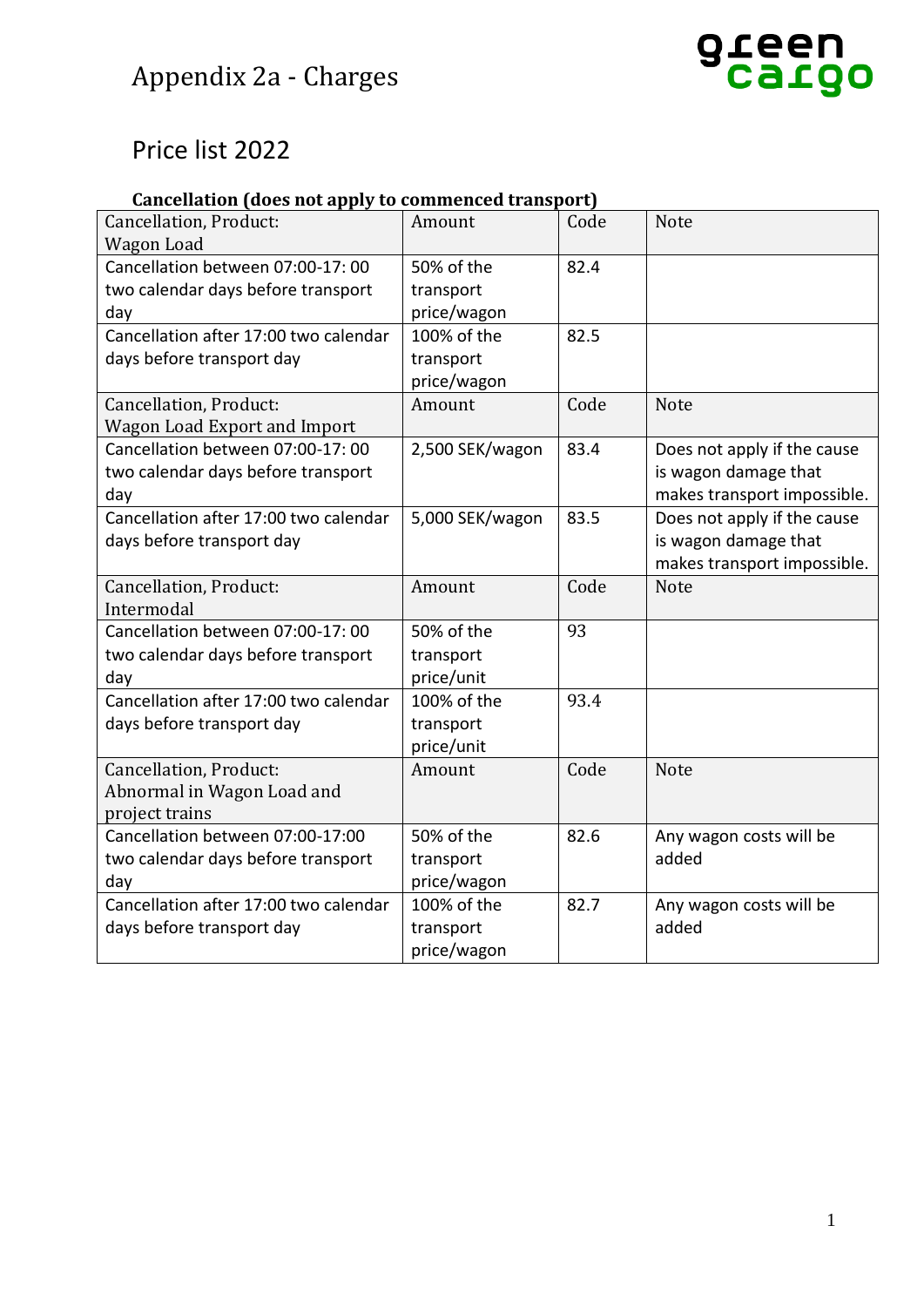# Appendix 2a - Charges

## Price list 2022

### Cancellation (does not apply to commenced transport)

| Cancellation, Product: Wagon Load | Amount | Code | Note |
|---|---|---|---|
| Cancellation between 07:00-17: 00 two calendar days before transport day | 50% of the transport price/wagon | 82.4 | |
| Cancellation after 17:00 two calendar days before transport day | 100% of the transport price/wagon | 82.5 | |
| **Cancellation, Product: Wagon Load Export and Import** | **Amount** | **Code** | **Note** |
| Cancellation between 07:00-17: 00 two calendar days before transport day | 2,500 SEK/wagon | 83.4 | Does not apply if the cause is wagon damage that makes transport impossible. |
| Cancellation after 17:00 two calendar days before transport day | 5,000 SEK/wagon | 83.5 | Does not apply if the cause is wagon damage that makes transport impossible. |
| **Cancellation, Product: Intermodal** | **Amount** | **Code** | **Note** |
| Cancellation between 07:00-17: 00 two calendar days before transport day | 50% of the transport price/unit | 93 | |
| Cancellation after 17:00 two calendar days before transport day | 100% of the transport price/unit | 93.4 | |
| **Cancellation, Product: Abnormal in Wagon Load and project trains** | **Amount** | **Code** | **Note** |
| Cancellation between 07:00-17:00 two calendar days before transport day | 50% of the transport price/wagon | 82.6 | Any wagon costs will be added |
| Cancellation after 17:00 two calendar days before transport day | 100% of the transport price/wagon | 82.7 | Any wagon costs will be added |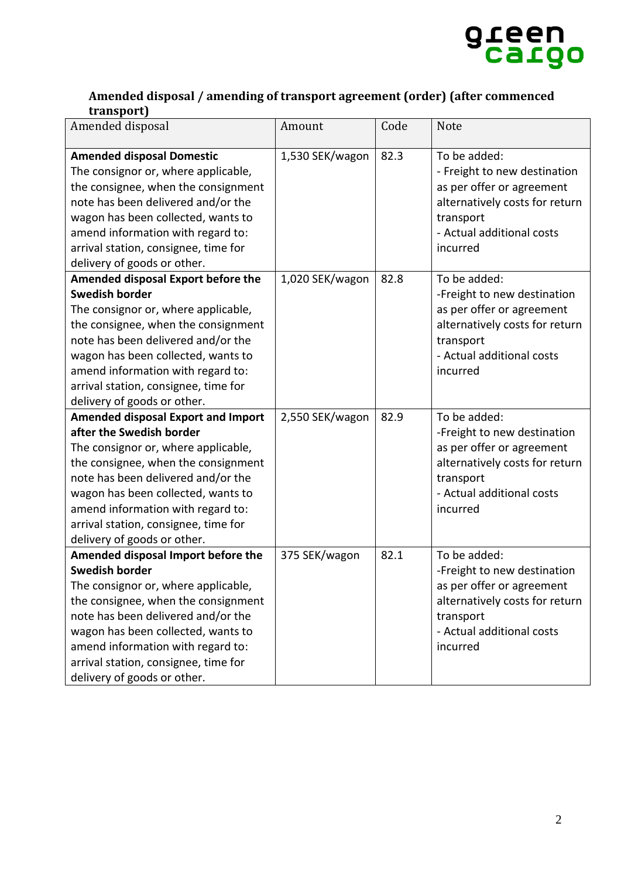## Amended disposal / amending of transport agreement (order) (after commenced transport)

| Amended disposal | Amount | Code | Note |
|---|---|---|---|
| **Amended disposal Domestic** The consignor or, where applicable, the consignee, when the consignment note has been delivered and/or the wagon has been collected, wants to amend information with regard to: arrival station, consignee, time for delivery of goods or other. | 1,530 SEK/wagon | 82.3 | To be added: - Freight to new destination as per offer or agreement alternatively costs for return transport - Actual additional costs incurred |
| **Amended disposal Export before the Swedish border** The consignor or, where applicable, the consignee, when the consignment note has been delivered and/or the wagon has been collected, wants to amend information with regard to: arrival station, consignee, time for delivery of goods or other. | 1,020 SEK/wagon | 82.8 | To be added: -Freight to new destination as per offer or agreement alternatively costs for return transport - Actual additional costs incurred |
| **Amended disposal Export and Import after the Swedish border** The consignor or, where applicable, the consignee, when the consignment note has been delivered and/or the wagon has been collected, wants to amend information with regard to: arrival station, consignee, time for delivery of goods or other. | 2,550 SEK/wagon | 82.9 | To be added: -Freight to new destination as per offer or agreement alternatively costs for return transport - Actual additional costs incurred |
| **Amended disposal Import before the Swedish border** The consignor or, where applicable, the consignee, when the consignment note has been delivered and/or the wagon has been collected, wants to amend information with regard to: arrival station, consignee, time for delivery of goods or other. | 375 SEK/wagon | 82.1 | To be added: -Freight to new destination as per offer or agreement alternatively costs for return transport - Actual additional costs incurred |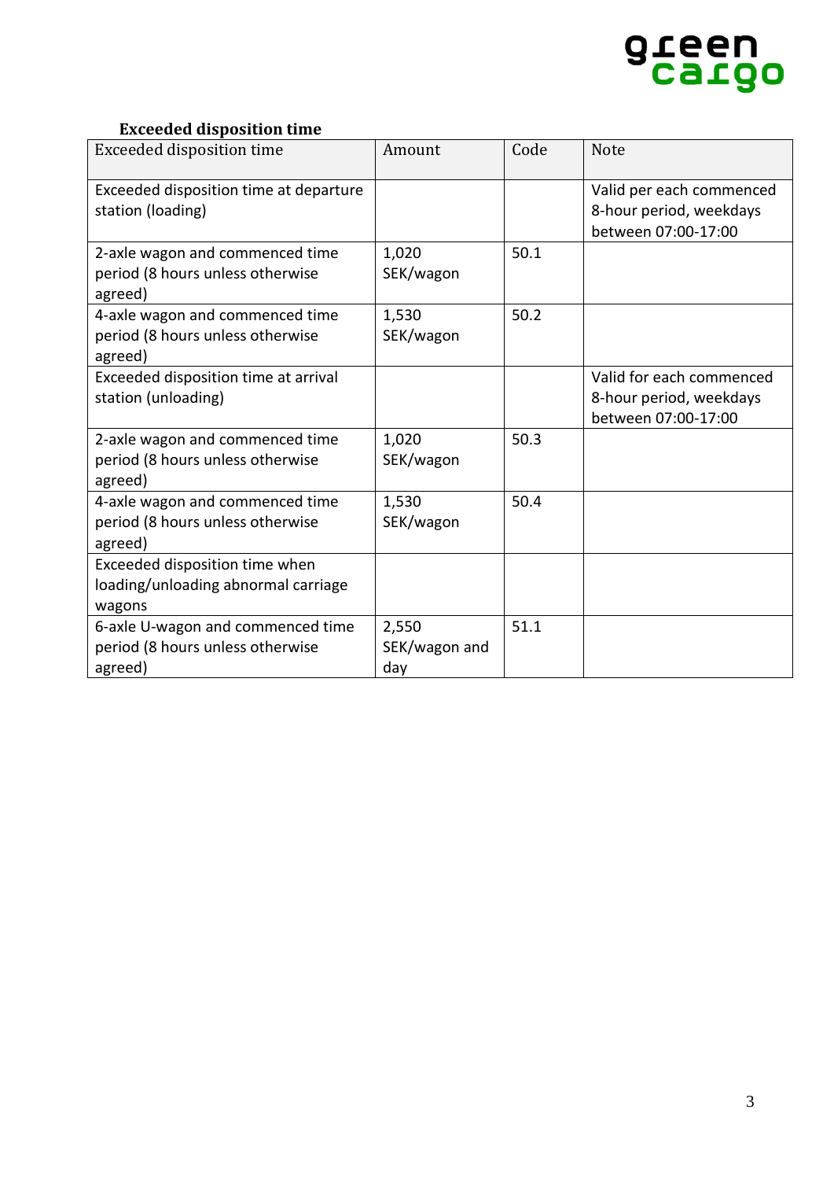### Exceeded disposition time

| Exceeded disposition time | Amount | Code | Note |
|---|---|---|---|
| Exceeded disposition time at departure station (loading) | | | Valid per each commenced 8-hour period, weekdays between 07:00-17:00 |
| 2-axle wagon and commenced time period (8 hours unless otherwise agreed) | 1,020 SEK/wagon | 50.1 | |
| 4-axle wagon and commenced time period (8 hours unless otherwise agreed) | 1,530 SEK/wagon | 50.2 | |
| Exceeded disposition time at arrival station (unloading) | | | Valid for each commenced 8-hour period, weekdays between 07:00-17:00 |
| 2-axle wagon and commenced time period (8 hours unless otherwise agreed) | 1,020 SEK/wagon | 50.3 | |
| 4-axle wagon and commenced time period (8 hours unless otherwise agreed) | 1,530 SEK/wagon | 50.4 | |
| Exceeded disposition time when loading/unloading abnormal carriage wagons | | | |
| 6-axle U-wagon and commenced time period (8 hours unless otherwise agreed) | 2,550 SEK/wagon and day | 51.1 | |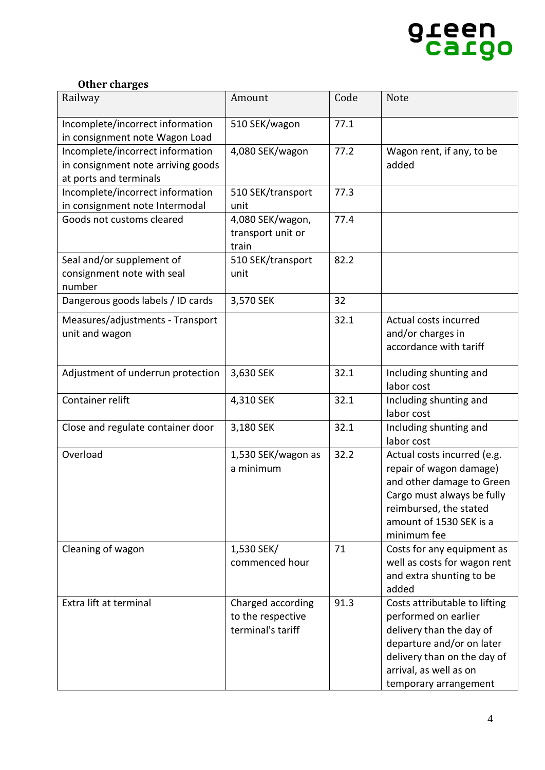**Other charges**

| Railway | Amount | Code | Note |
|---|---|---|---|
| Incomplete/incorrect information in consignment note Wagon Load | 510 SEK/wagon | 77.1 | |
| Incomplete/incorrect information in consignment note arriving goods at ports and terminals | 4,080 SEK/wagon | 77.2 | Wagon rent, if any, to be added |
| Incomplete/incorrect information in consignment note Intermodal | 510 SEK/transport unit | 77.3 | |
| Goods not customs cleared | 4,080 SEK/wagon, transport unit or train | 77.4 | |
| Seal and/or supplement of consignment note with seal number | 510 SEK/transport unit | 82.2 | |
| Dangerous goods labels / ID cards | 3,570 SEK | 32 | |
| Measures/adjustments - Transport unit and wagon | | 32.1 | Actual costs incurred and/or charges in accordance with tariff |
| Adjustment of underrun protection | 3,630 SEK | 32.1 | Including shunting and labor cost |
| Container relift | 4,310 SEK | 32.1 | Including shunting and labor cost |
| Close and regulate container door | 3,180 SEK | 32.1 | Including shunting and labor cost |
| Overload | 1,530 SEK/wagon as a minimum | 32.2 | Actual costs incurred (e.g. repair of wagon damage) and other damage to Green Cargo must always be fully reimbursed, the stated amount of 1530 SEK is a minimum fee |
| Cleaning of wagon | 1,530 SEK/ commenced hour | 71 | Costs for any equipment as well as costs for wagon rent and extra shunting to be added |
| Extra lift at terminal | Charged according to the respective terminal's tariff | 91.3 | Costs attributable to lifting performed on earlier delivery than the day of departure and/or on later delivery than on the day of arrival, as well as on temporary arrangement |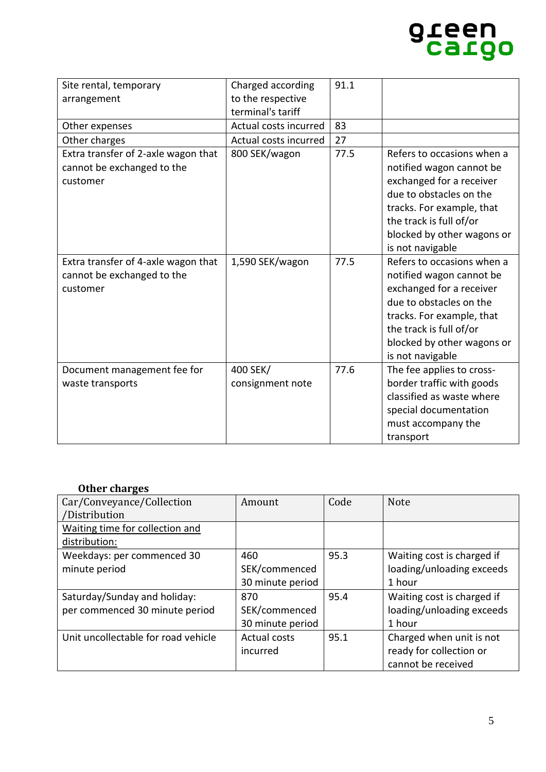| | | | |
|---|---|---|---|
| Site rental, temporary arrangement | Charged according to the respective terminal's tariff | 91.1 | |
| Other expenses | Actual costs incurred | 83 | |
| Other charges | Actual costs incurred | 27 | |
| Extra transfer of 2-axle wagon that cannot be exchanged to the customer | 800 SEK/wagon | 77.5 | Refers to occasions when a notified wagon cannot be exchanged for a receiver due to obstacles on the tracks. For example, that the track is full of/or blocked by other wagons or is not navigable |
| Extra transfer of 4-axle wagon that cannot be exchanged to the customer | 1,590 SEK/wagon | 77.5 | Refers to occasions when a notified wagon cannot be exchanged for a receiver due to obstacles on the tracks. For example, that the track is full of/or blocked by other wagons or is not navigable |
| Document management fee for waste transports | 400 SEK/ consignment note | 77.6 | The fee applies to cross-border traffic with goods classified as waste where special documentation must accompany the transport |

**Other charges**

| Car/Conveyance/Collection /Distribution | Amount | Code | Note |
|---|---|---|---|
| Waiting time for collection and distribution: | | | |
| Weekdays: per commenced 30 minute period | 460 SEK/commenced 30 minute period | 95.3 | Waiting cost is charged if loading/unloading exceeds 1 hour |
| Saturday/Sunday and holiday: per commenced 30 minute period | 870 SEK/commenced 30 minute period | 95.4 | Waiting cost is charged if loading/unloading exceeds 1 hour |
| Unit uncollectable for road vehicle | Actual costs incurred | 95.1 | Charged when unit is not ready for collection or cannot be received |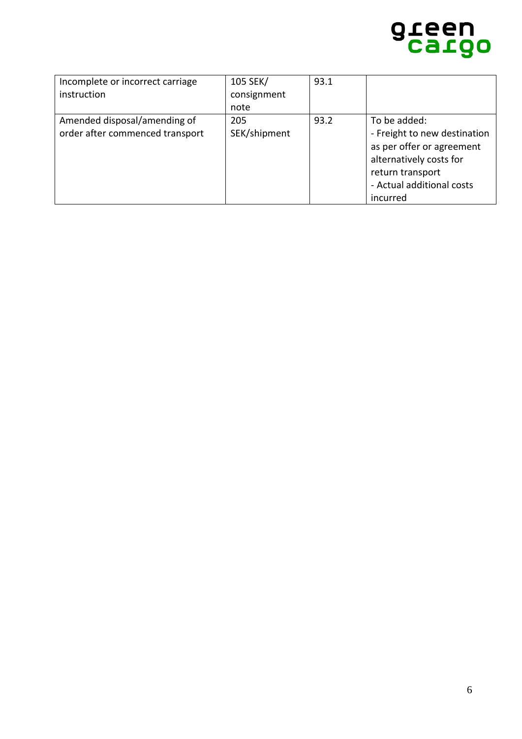| | | | |
|---|---|---|---|
| Incomplete or incorrect carriage instruction | 105 SEK/ consignment note | 93.1 | |
| Amended disposal/amending of order after commenced transport | 205 SEK/shipment | 93.2 | To be added:<br>- Freight to new destination as per offer or agreement alternatively costs for return transport<br>- Actual additional costs incurred |